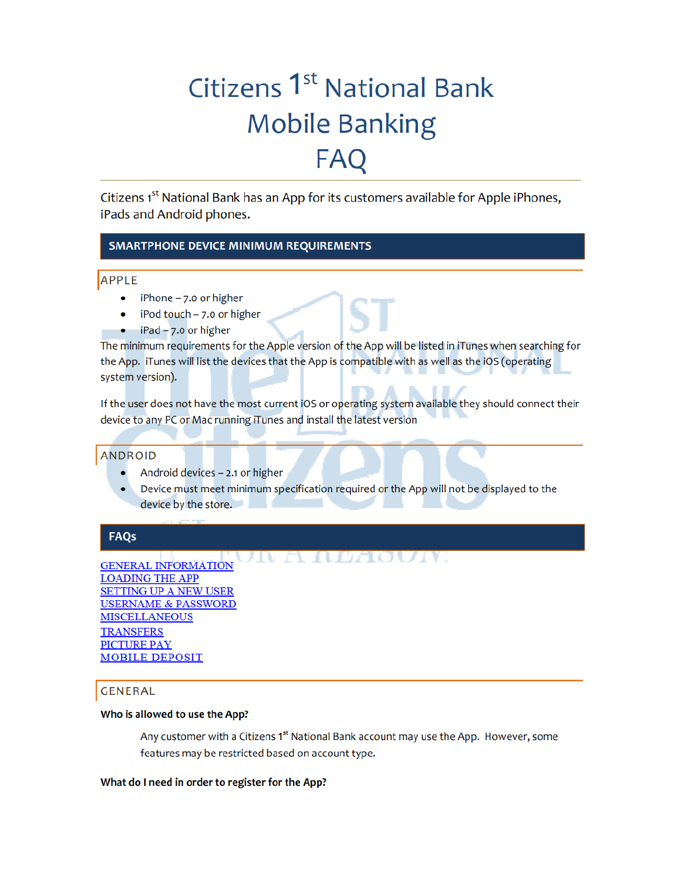# Citizens 1st National Bank Mobile Banking FAQ

Citizens 1st National Bank has an App for its customers available for Apple iPhones, iPads and Android phones.

## SMARTPHONE DEVICE MINIMUM REQUIREMENTS

### APPLE

- iPhone – 7.0 or higher
- iPod touch – 7.0 or higher
- iPad – 7.0 or higher

The minimum requirements for the Apple version of the App will be listed in iTunes when searching for the App. iTunes will list the devices that the App is compatible with as well as the iOS (operating system version).

If the user does not have the most current iOS or operating system available they should connect their device to any PC or Mac running iTunes and install the latest version

### ANDROID

- Android devices – 2.1 or higher
- Device must meet minimum specification required or the App will not be displayed to the device by the store.

## FAQs

GENERAL INFORMATION
LOADING THE APP
SETTING UP A NEW USER
USERNAME & PASSWORD
MISCELLANEOUS
TRANSFERS
PICTURE PAY
MOBILE DEPOSIT

### GENERAL

**Who is allowed to use the App?**

Any customer with a Citizens 1st National Bank account may use the App. However, some features may be restricted based on account type.

**What do I need in order to register for the App?**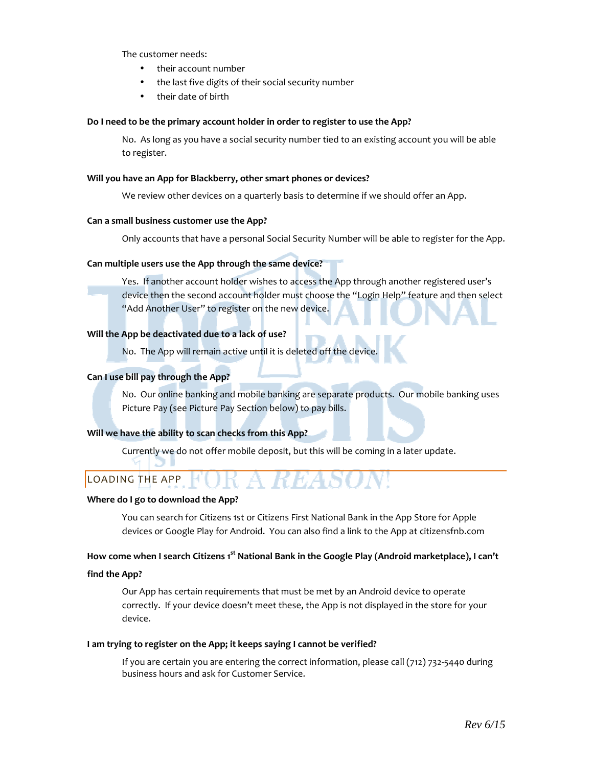The customer needs:

- their account number
- the last five digits of their social security number
- their date of birth

**Do I need to be the primary account holder in order to register to use the App?**

No. As long as you have a social security number tied to an existing account you will be able to register.

**Will you have an App for Blackberry, other smart phones or devices?**

We review other devices on a quarterly basis to determine if we should offer an App.

**Can a small business customer use the App?**

Only accounts that have a personal Social Security Number will be able to register for the App.

**Can multiple users use the App through the same device?**

Yes. If another account holder wishes to access the App through another registered user's device then the second account holder must choose the "Login Help" feature and then select "Add Another User" to register on the new device.

**Will the App be deactivated due to a lack of use?**

No. The App will remain active until it is deleted off the device.

**Can I use bill pay through the App?**

No. Our online banking and mobile banking are separate products. Our mobile banking uses Picture Pay (see Picture Pay Section below) to pay bills.

**Will we have the ability to scan checks from this App?**

Currently we do not offer mobile deposit, but this will be coming in a later update.

## LOADING THE APP

**Where do I go to download the App?**

You can search for Citizens 1st or Citizens First National Bank in the App Store for Apple devices or Google Play for Android. You can also find a link to the App at citizensfnb.com

**How come when I search Citizens 1st National Bank in the Google Play (Android marketplace), I can't find the App?**

Our App has certain requirements that must be met by an Android device to operate correctly. If your device doesn't meet these, the App is not displayed in the store for your device.

**I am trying to register on the App; it keeps saying I cannot be verified?**

If you are certain you are entering the correct information, please call (712) 732-5440 during business hours and ask for Customer Service.

*Rev 6/15*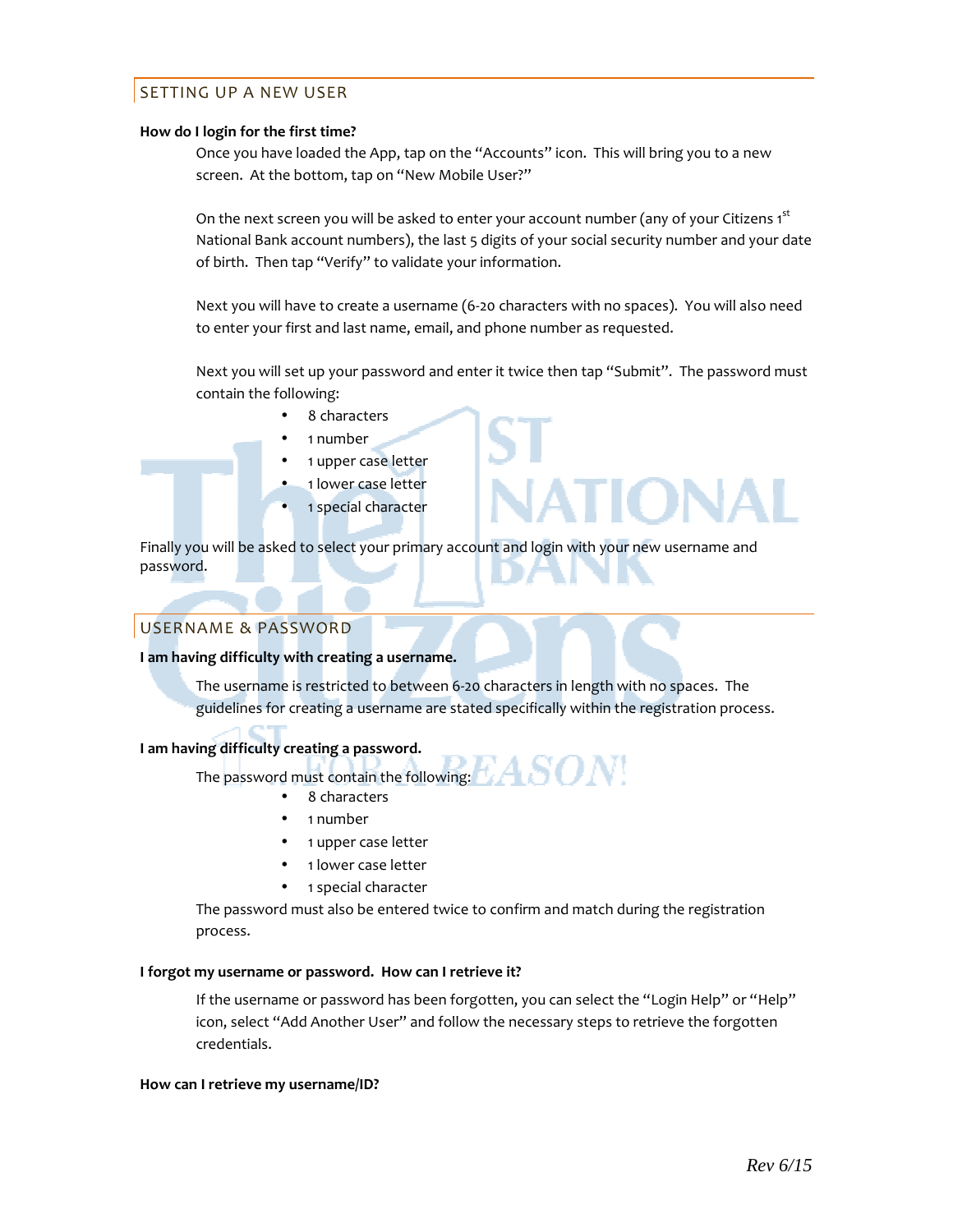## SETTING UP A NEW USER

**How do I login for the first time?**

Once you have loaded the App, tap on the "Accounts" icon. This will bring you to a new screen. At the bottom, tap on "New Mobile User?"

On the next screen you will be asked to enter your account number (any of your Citizens 1st National Bank account numbers), the last 5 digits of your social security number and your date of birth. Then tap "Verify" to validate your information.

Next you will have to create a username (6-20 characters with no spaces). You will also need to enter your first and last name, email, and phone number as requested.

Next you will set up your password and enter it twice then tap "Submit". The password must contain the following:

- 8 characters
- 1 number
- 1 upper case letter
- 1 lower case letter
- 1 special character

Finally you will be asked to select your primary account and login with your new username and password.

## USERNAME & PASSWORD

**I am having difficulty with creating a username.**

The username is restricted to between 6-20 characters in length with no spaces. The guidelines for creating a username are stated specifically within the registration process.

**I am having difficulty creating a password.**

The password must contain the following:

- 8 characters
- 1 number
- 1 upper case letter
- 1 lower case letter
- 1 special character

The password must also be entered twice to confirm and match during the registration process.

**I forgot my username or password. How can I retrieve it?**

If the username or password has been forgotten, you can select the "Login Help" or "Help" icon, select "Add Another User" and follow the necessary steps to retrieve the forgotten credentials.

**How can I retrieve my username/ID?**

*Rev 6/15*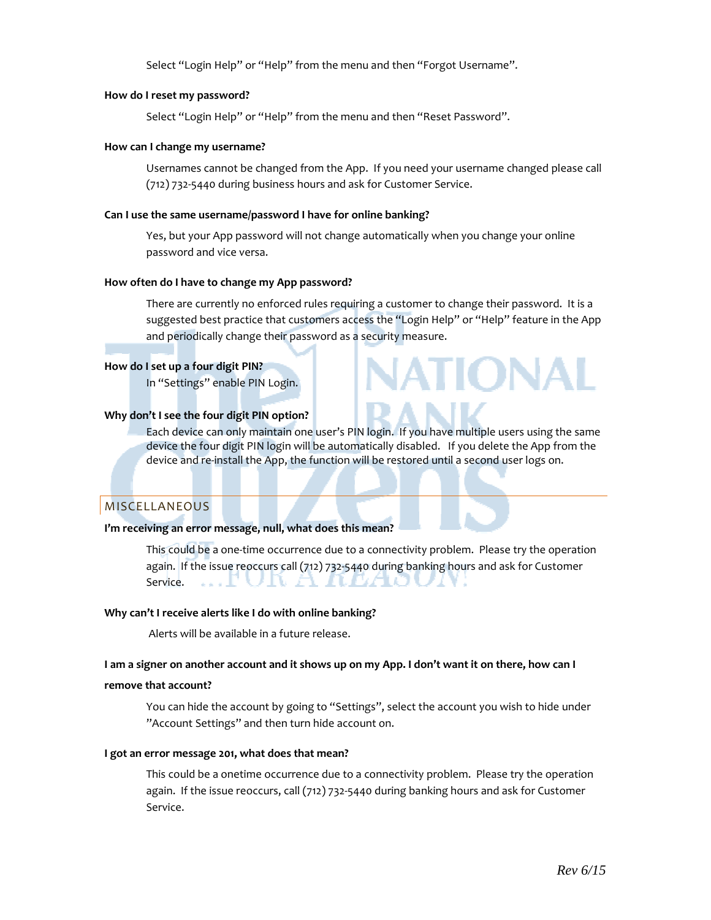Select "Login Help" or "Help" from the menu and then "Forgot Username".

**How do I reset my password?**

Select "Login Help" or "Help" from the menu and then "Reset Password".

**How can I change my username?**

Usernames cannot be changed from the App. If you need your username changed please call (712) 732-5440 during business hours and ask for Customer Service.

**Can I use the same username/password I have for online banking?**

Yes, but your App password will not change automatically when you change your online password and vice versa.

**How often do I have to change my App password?**

There are currently no enforced rules requiring a customer to change their password. It is a suggested best practice that customers access the "Login Help" or "Help" feature in the App and periodically change their password as a security measure.

**How do I set up a four digit PIN?**

In "Settings" enable PIN Login.

**Why don't I see the four digit PIN option?**

Each device can only maintain one user's PIN login. If you have multiple users using the same device the four digit PIN login will be automatically disabled. If you delete the App from the device and re-install the App, the function will be restored until a second user logs on.

## MISCELLANEOUS

**I'm receiving an error message, null, what does this mean?**

This could be a one-time occurrence due to a connectivity problem. Please try the operation again. If the issue reoccurs call (712) 732-5440 during banking hours and ask for Customer Service.

**Why can't I receive alerts like I do with online banking?**

Alerts will be available in a future release.

**I am a signer on another account and it shows up on my App. I don't want it on there, how can I remove that account?**

You can hide the account by going to "Settings", select the account you wish to hide under "Account Settings" and then turn hide account on.

**I got an error message 201, what does that mean?**

This could be a onetime occurrence due to a connectivity problem. Please try the operation again. If the issue reoccurs, call (712) 732-5440 during banking hours and ask for Customer Service.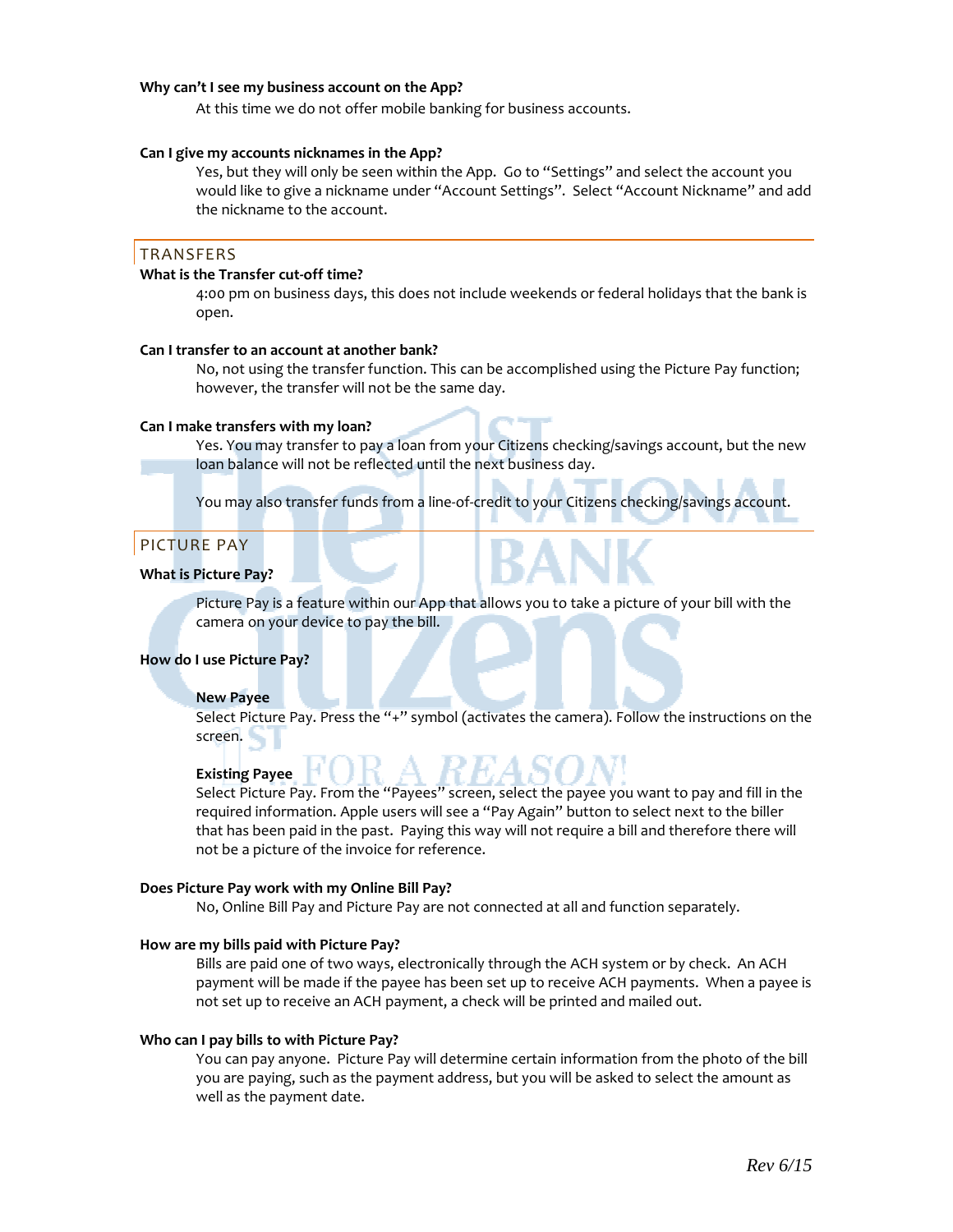**Why can't I see my business account on the App?**

At this time we do not offer mobile banking for business accounts.

**Can I give my accounts nicknames in the App?**

Yes, but they will only be seen within the App. Go to "Settings" and select the account you would like to give a nickname under "Account Settings". Select "Account Nickname" and add the nickname to the account.

## TRANSFERS

**What is the Transfer cut-off time?**

4:00 pm on business days, this does not include weekends or federal holidays that the bank is open.

**Can I transfer to an account at another bank?**

No, not using the transfer function. This can be accomplished using the Picture Pay function; however, the transfer will not be the same day.

**Can I make transfers with my loan?**

Yes. You may transfer to pay a loan from your Citizens checking/savings account, but the new loan balance will not be reflected until the next business day.

You may also transfer funds from a line-of-credit to your Citizens checking/savings account.

## PICTURE PAY

**What is Picture Pay?**

Picture Pay is a feature within our App that allows you to take a picture of your bill with the camera on your device to pay the bill.

**How do I use Picture Pay?**

**New Payee**
Select Picture Pay. Press the "+" symbol (activates the camera). Follow the instructions on the screen.

**Existing Payee**
Select Picture Pay. From the "Payees" screen, select the payee you want to pay and fill in the required information. Apple users will see a "Pay Again" button to select next to the biller that has been paid in the past. Paying this way will not require a bill and therefore there will not be a picture of the invoice for reference.

**Does Picture Pay work with my Online Bill Pay?**

No, Online Bill Pay and Picture Pay are not connected at all and function separately.

**How are my bills paid with Picture Pay?**

Bills are paid one of two ways, electronically through the ACH system or by check. An ACH payment will be made if the payee has been set up to receive ACH payments. When a payee is not set up to receive an ACH payment, a check will be printed and mailed out.

**Who can I pay bills to with Picture Pay?**

You can pay anyone. Picture Pay will determine certain information from the photo of the bill you are paying, such as the payment address, but you will be asked to select the amount as well as the payment date.

*Rev 6/15*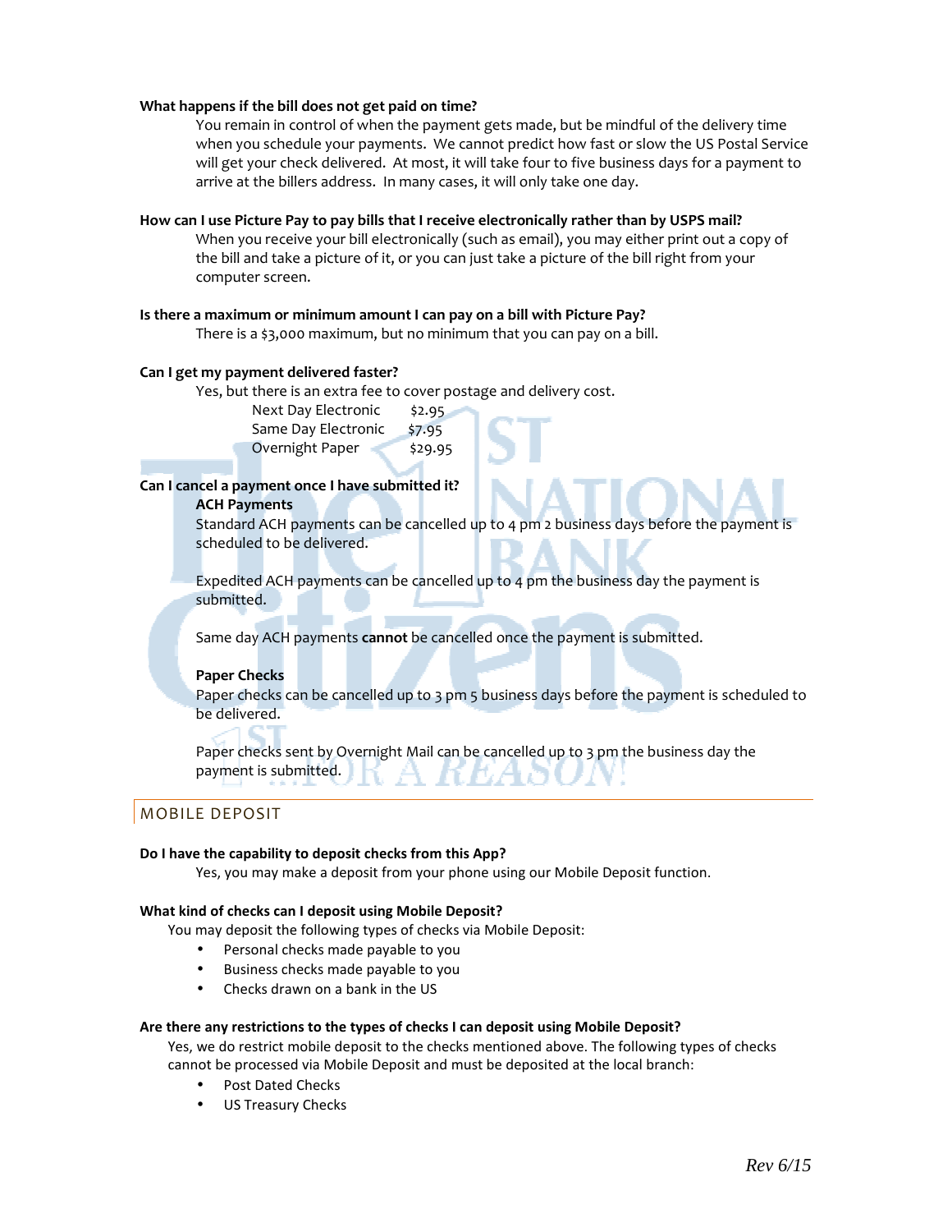**What happens if the bill does not get paid on time?**

You remain in control of when the payment gets made, but be mindful of the delivery time when you schedule your payments. We cannot predict how fast or slow the US Postal Service will get your check delivered. At most, it will take four to five business days for a payment to arrive at the billers address. In many cases, it will only take one day.

**How can I use Picture Pay to pay bills that I receive electronically rather than by USPS mail?**

When you receive your bill electronically (such as email), you may either print out a copy of the bill and take a picture of it, or you can just take a picture of the bill right from your computer screen.

**Is there a maximum or minimum amount I can pay on a bill with Picture Pay?**

There is a $3,000 maximum, but no minimum that you can pay on a bill.

**Can I get my payment delivered faster?**

Yes, but there is an extra fee to cover postage and delivery cost.

| | |
|---|---|
| Next Day Electronic | $2.95 |
| Same Day Electronic | $7.95 |
| Overnight Paper | $29.95 |

**Can I cancel a payment once I have submitted it?**

**ACH Payments**

Standard ACH payments can be cancelled up to 4 pm 2 business days before the payment is scheduled to be delivered.

Expedited ACH payments can be cancelled up to 4 pm the business day the payment is submitted.

Same day ACH payments **cannot** be cancelled once the payment is submitted.

**Paper Checks**

Paper checks can be cancelled up to 3 pm 5 business days before the payment is scheduled to be delivered.

Paper checks sent by Overnight Mail can be cancelled up to 3 pm the business day the payment is submitted.

## MOBILE DEPOSIT

**Do I have the capability to deposit checks from this App?**

Yes, you may make a deposit from your phone using our Mobile Deposit function.

**What kind of checks can I deposit using Mobile Deposit?**

You may deposit the following types of checks via Mobile Deposit:

- Personal checks made payable to you
- Business checks made payable to you
- Checks drawn on a bank in the US

**Are there any restrictions to the types of checks I can deposit using Mobile Deposit?**

Yes, we do restrict mobile deposit to the checks mentioned above. The following types of checks cannot be processed via Mobile Deposit and must be deposited at the local branch:

- Post Dated Checks
- US Treasury Checks

*Rev 6/15*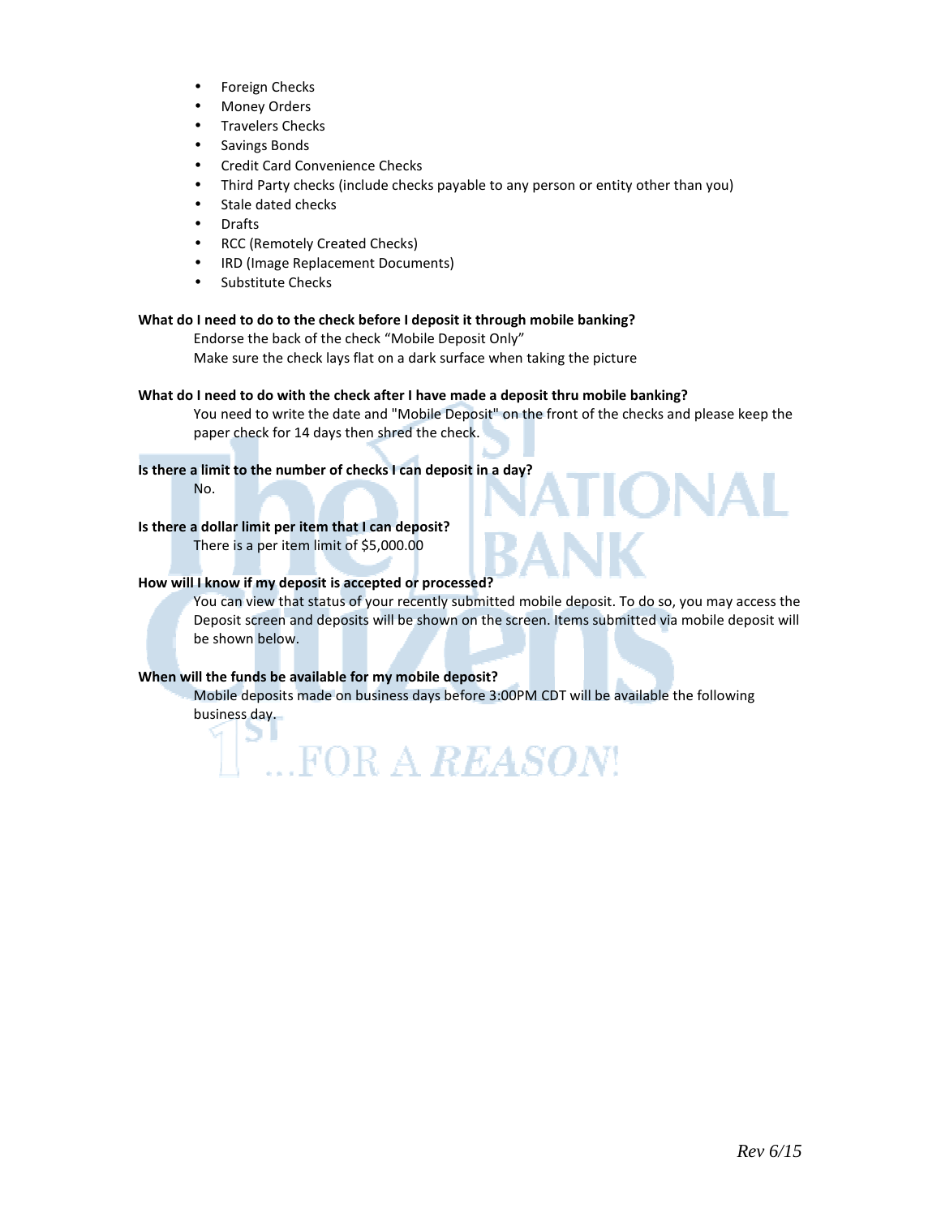- Foreign Checks
- Money Orders
- Travelers Checks
- Savings Bonds
- Credit Card Convenience Checks
- Third Party checks (include checks payable to any person or entity other than you)
- Stale dated checks
- Drafts
- RCC (Remotely Created Checks)
- IRD (Image Replacement Documents)
- Substitute Checks

**What do I need to do to the check before I deposit it through mobile banking?**

Endorse the back of the check "Mobile Deposit Only"
Make sure the check lays flat on a dark surface when taking the picture

**What do I need to do with the check after I have made a deposit thru mobile banking?**

You need to write the date and "Mobile Deposit" on the front of the checks and please keep the paper check for 14 days then shred the check.

**Is there a limit to the number of checks I can deposit in a day?**

No.

**Is there a dollar limit per item that I can deposit?**

There is a per item limit of $5,000.00

**How will I know if my deposit is accepted or processed?**

You can view that status of your recently submitted mobile deposit. To do so, you may access the Deposit screen and deposits will be shown on the screen. Items submitted via mobile deposit will be shown below.

**When will the funds be available for my mobile deposit?**

Mobile deposits made on business days before 3:00PM CDT will be available the following business day.

*Rev 6/15*